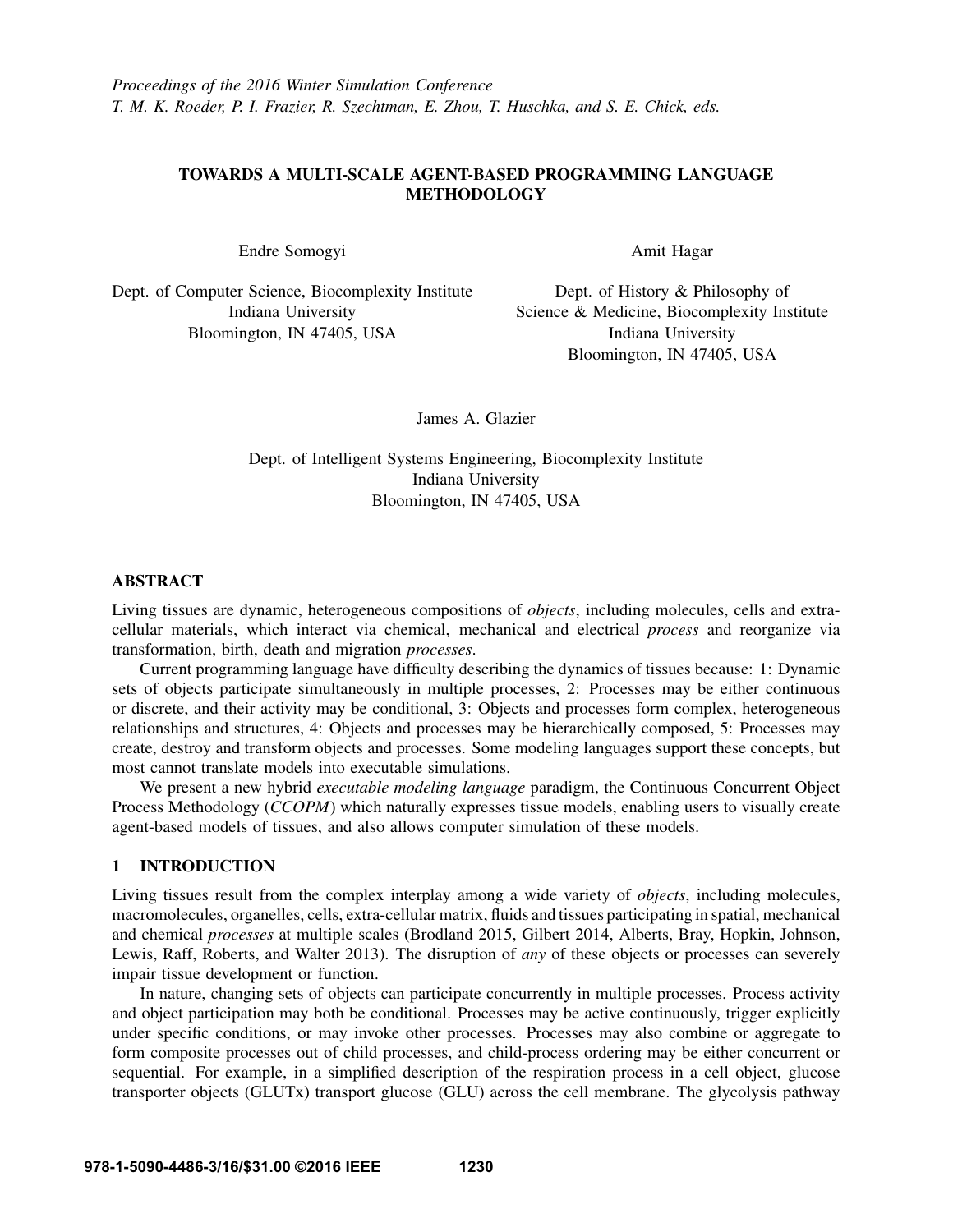Proceedings of the 2016 Winter Simulation Conference
T. M. K. Roeder, P. I. Frazier, R. Szechtman, E. Zhou, T. Huschka, and S. E. Chick, eds.

# TOWARDS A MULTI-SCALE AGENT-BASED PROGRAMMING LANGUAGE METHODOLOGY

Endre Somogyi

Dept. of Computer Science, Biocomplexity Institute
Indiana University
Bloomington, IN 47405, USA

Amit Hagar

Dept. of History & Philosophy of Science & Medicine, Biocomplexity Institute
Indiana University
Bloomington, IN 47405, USA

James A. Glazier

Dept. of Intelligent Systems Engineering, Biocomplexity Institute
Indiana University
Bloomington, IN 47405, USA

## ABSTRACT

Living tissues are dynamic, heterogeneous compositions of *objects*, including molecules, cells and extra-cellular materials, which interact via chemical, mechanical and electrical *process* and reorganize via transformation, birth, death and migration *processes*.

Current programming language have difficulty describing the dynamics of tissues because: 1: Dynamic sets of objects participate simultaneously in multiple processes, 2: Processes may be either continuous or discrete, and their activity may be conditional, 3: Objects and processes form complex, heterogeneous relationships and structures, 4: Objects and processes may be hierarchically composed, 5: Processes may create, destroy and transform objects and processes. Some modeling languages support these concepts, but most cannot translate models into executable simulations.

We present a new hybrid *executable modeling language* paradigm, the Continuous Concurrent Object Process Methodology (*CCOPM*) which naturally expresses tissue models, enabling users to visually create agent-based models of tissues, and also allows computer simulation of these models.

## 1 INTRODUCTION

Living tissues result from the complex interplay among a wide variety of *objects*, including molecules, macromolecules, organelles, cells, extra-cellular matrix, fluids and tissues participating in spatial, mechanical and chemical *processes* at multiple scales (Brodland 2015, Gilbert 2014, Alberts, Bray, Hopkin, Johnson, Lewis, Raff, Roberts, and Walter 2013). The disruption of *any* of these objects or processes can severely impair tissue development or function.

In nature, changing sets of objects can participate concurrently in multiple processes. Process activity and object participation may both be conditional. Processes may be active continuously, trigger explicitly under specific conditions, or may invoke other processes. Processes may also combine or aggregate to form composite processes out of child processes, and child-process ordering may be either concurrent or sequential. For example, in a simplified description of the respiration process in a cell object, glucose transporter objects (GLUTx) transport glucose (GLU) across the cell membrane. The glycolysis pathway

978-1-5090-4486-3/16/$31.00 ©2016 IEEE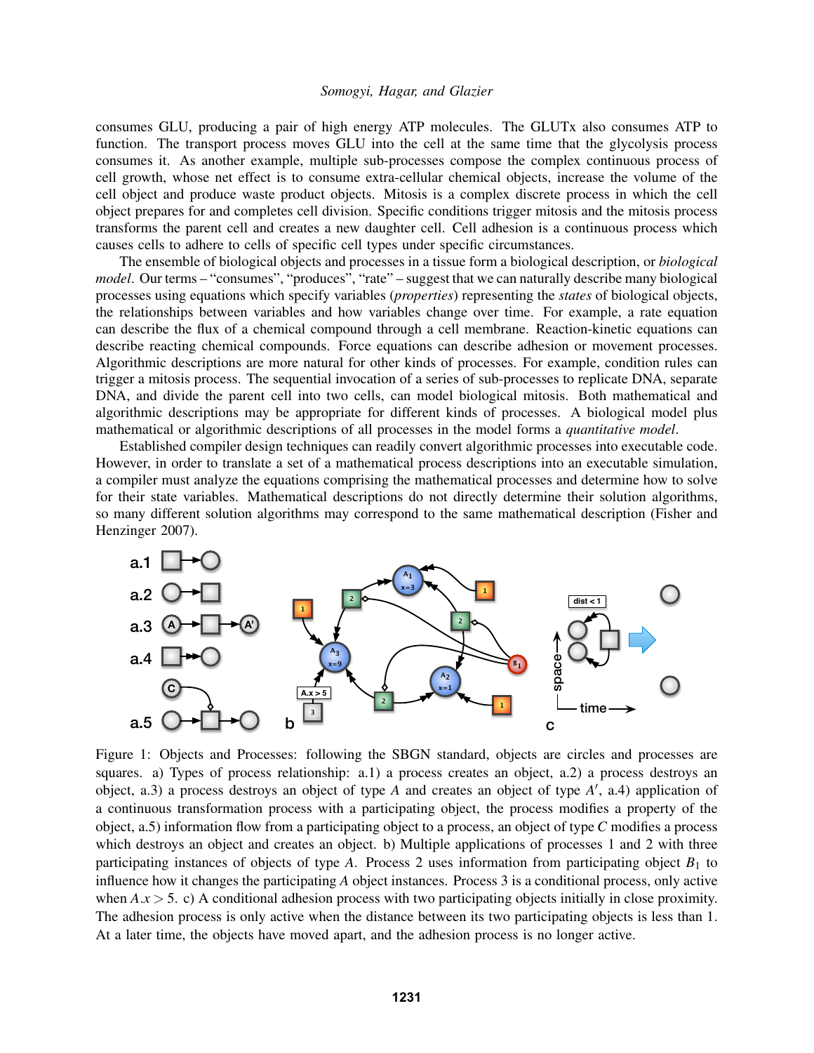consumes GLU, producing a pair of high energy ATP molecules. The GLUTx also consumes ATP to function. The transport process moves GLU into the cell at the same time that the glycolysis process consumes it. As another example, multiple sub-processes compose the complex continuous process of cell growth, whose net effect is to consume extra-cellular chemical objects, increase the volume of the cell object and produce waste product objects. Mitosis is a complex discrete process in which the cell object prepares for and completes cell division. Specific conditions trigger mitosis and the mitosis process transforms the parent cell and creates a new daughter cell. Cell adhesion is a continuous process which causes cells to adhere to cells of specific cell types under specific circumstances.

The ensemble of biological objects and processes in a tissue form a biological description, or *biological model*. Our terms – "consumes", "produces", "rate" – suggest that we can naturally describe many biological processes using equations which specify variables (*properties*) representing the *states* of biological objects, the relationships between variables and how variables change over time. For example, a rate equation can describe the flux of a chemical compound through a cell membrane. Reaction-kinetic equations can describe reacting chemical compounds. Force equations can describe adhesion or movement processes. Algorithmic descriptions are more natural for other kinds of processes. For example, condition rules can trigger a mitosis process. The sequential invocation of a series of sub-processes to replicate DNA, separate DNA, and divide the parent cell into two cells, can model biological mitosis. Both mathematical and algorithmic descriptions may be appropriate for different kinds of processes. A biological model plus mathematical or algorithmic descriptions of all processes in the model forms a *quantitative model*.

Established compiler design techniques can readily convert algorithmic processes into executable code. However, in order to translate a set of a mathematical process descriptions into an executable simulation, a compiler must analyze the equations comprising the mathematical processes and determine how to solve for their state variables. Mathematical descriptions do not directly determine their solution algorithms, so many different solution algorithms may correspond to the same mathematical description (Fisher and Henzinger 2007).

Figure 1: Objects and Processes: following the SBGN standard, objects are circles and processes are squares. a) Types of process relationship: a.1) a process creates an object, a.2) a process destroys an object, a.3) a process destroys an object of type $A$ and creates an object of type $A'$, a.4) application of a continuous transformation process with a participating object, the process modifies a property of the object, a.5) information flow from a participating object to a process, an object of type $C$ modifies a process which destroys an object and creates an object. b) Multiple applications of processes 1 and 2 with three participating instances of objects of type $A$. Process 2 uses information from participating object $B_1$ to influence how it changes the participating $A$ object instances. Process 3 is a conditional process, only active when $A.x > 5$. c) A conditional adhesion process with two participating objects initially in close proximity. The adhesion process is only active when the distance between its two participating objects is less than 1. At a later time, the objects have moved apart, and the adhesion process is no longer active.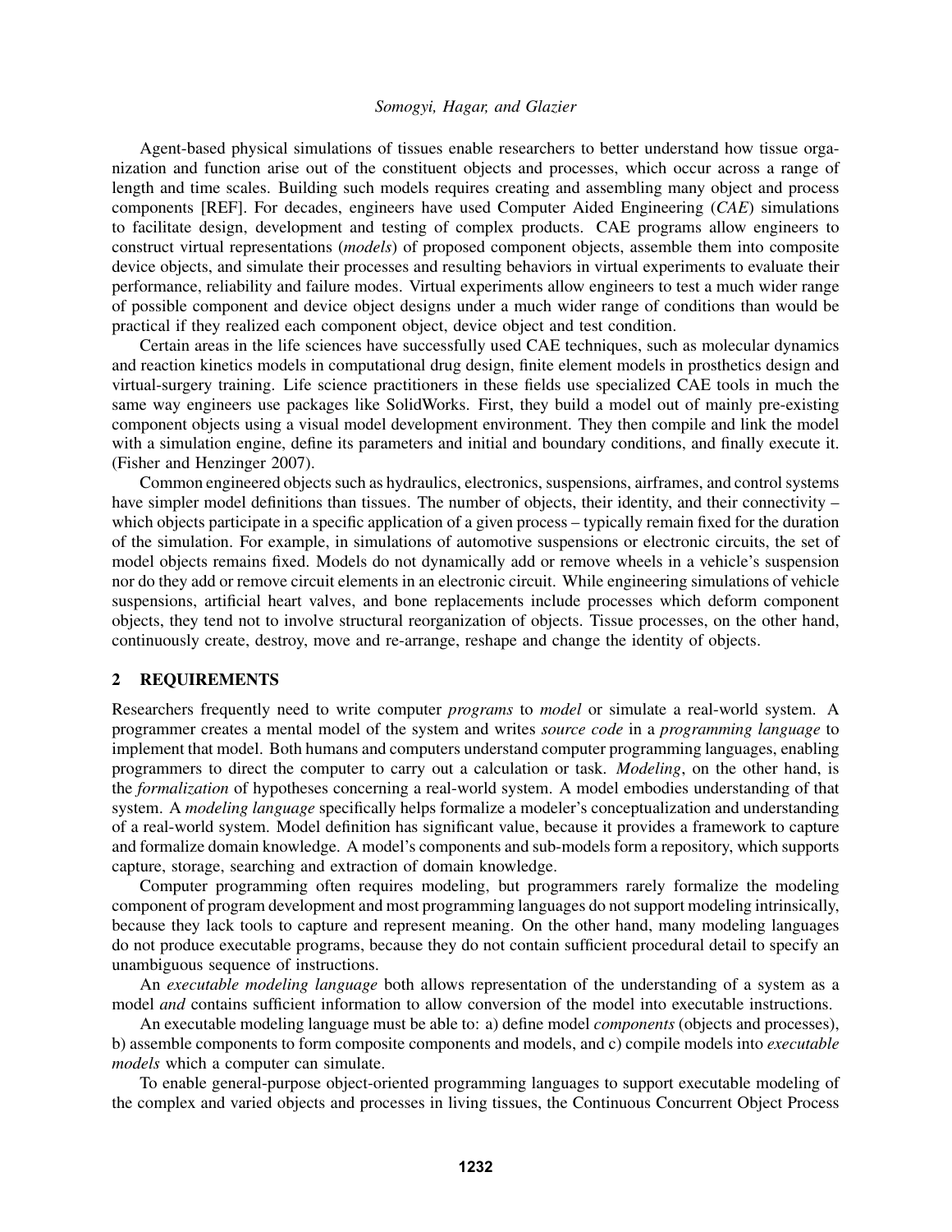Agent-based physical simulations of tissues enable researchers to better understand how tissue organization and function arise out of the constituent objects and processes, which occur across a range of length and time scales. Building such models requires creating and assembling many object and process components [REF]. For decades, engineers have used Computer Aided Engineering (*CAE*) simulations to facilitate design, development and testing of complex products. CAE programs allow engineers to construct virtual representations (*models*) of proposed component objects, assemble them into composite device objects, and simulate their processes and resulting behaviors in virtual experiments to evaluate their performance, reliability and failure modes. Virtual experiments allow engineers to test a much wider range of possible component and device object designs under a much wider range of conditions than would be practical if they realized each component object, device object and test condition.

Certain areas in the life sciences have successfully used CAE techniques, such as molecular dynamics and reaction kinetics models in computational drug design, finite element models in prosthetics design and virtual-surgery training. Life science practitioners in these fields use specialized CAE tools in much the same way engineers use packages like SolidWorks. First, they build a model out of mainly pre-existing component objects using a visual model development environment. They then compile and link the model with a simulation engine, define its parameters and initial and boundary conditions, and finally execute it. (Fisher and Henzinger 2007).

Common engineered objects such as hydraulics, electronics, suspensions, airframes, and control systems have simpler model definitions than tissues. The number of objects, their identity, and their connectivity – which objects participate in a specific application of a given process – typically remain fixed for the duration of the simulation. For example, in simulations of automotive suspensions or electronic circuits, the set of model objects remains fixed. Models do not dynamically add or remove wheels in a vehicle's suspension nor do they add or remove circuit elements in an electronic circuit. While engineering simulations of vehicle suspensions, artificial heart valves, and bone replacements include processes which deform component objects, they tend not to involve structural reorganization of objects. Tissue processes, on the other hand, continuously create, destroy, move and re-arrange, reshape and change the identity of objects.

## 2 REQUIREMENTS

Researchers frequently need to write computer *programs* to *model* or simulate a real-world system. A programmer creates a mental model of the system and writes *source code* in a *programming language* to implement that model. Both humans and computers understand computer programming languages, enabling programmers to direct the computer to carry out a calculation or task. *Modeling*, on the other hand, is the *formalization* of hypotheses concerning a real-world system. A model embodies understanding of that system. A *modeling language* specifically helps formalize a modeler's conceptualization and understanding of a real-world system. Model definition has significant value, because it provides a framework to capture and formalize domain knowledge. A model's components and sub-models form a repository, which supports capture, storage, searching and extraction of domain knowledge.

Computer programming often requires modeling, but programmers rarely formalize the modeling component of program development and most programming languages do not support modeling intrinsically, because they lack tools to capture and represent meaning. On the other hand, many modeling languages do not produce executable programs, because they do not contain sufficient procedural detail to specify an unambiguous sequence of instructions.

An *executable modeling language* both allows representation of the understanding of a system as a model *and* contains sufficient information to allow conversion of the model into executable instructions.

An executable modeling language must be able to: a) define model *components* (objects and processes), b) assemble components to form composite components and models, and c) compile models into *executable models* which a computer can simulate.

To enable general-purpose object-oriented programming languages to support executable modeling of the complex and varied objects and processes in living tissues, the Continuous Concurrent Object Process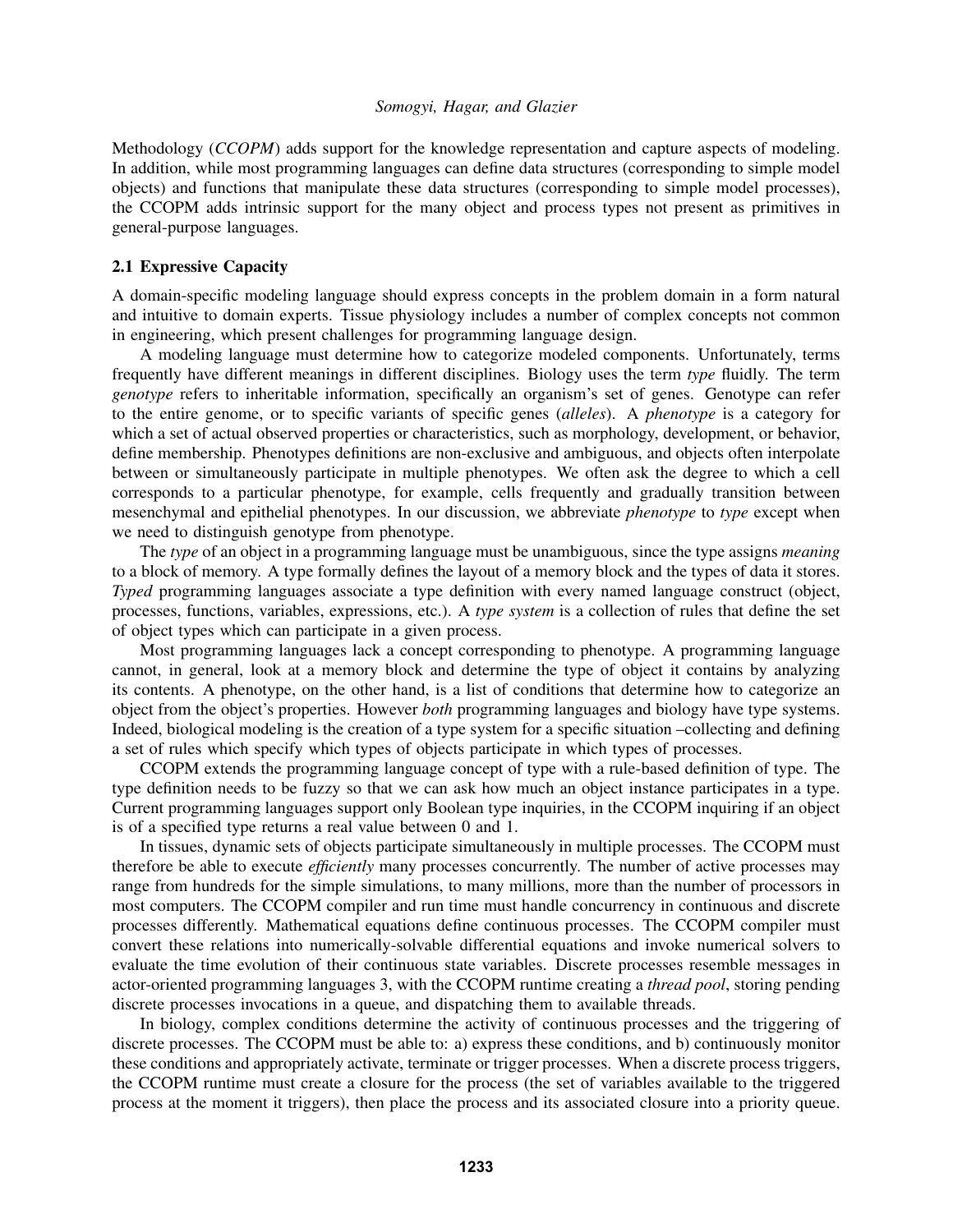Methodology (*CCOPM*) adds support for the knowledge representation and capture aspects of modeling. In addition, while most programming languages can define data structures (corresponding to simple model objects) and functions that manipulate these data structures (corresponding to simple model processes), the CCOPM adds intrinsic support for the many object and process types not present as primitives in general-purpose languages.

### 2.1 Expressive Capacity

A domain-specific modeling language should express concepts in the problem domain in a form natural and intuitive to domain experts. Tissue physiology includes a number of complex concepts not common in engineering, which present challenges for programming language design.

A modeling language must determine how to categorize modeled components. Unfortunately, terms frequently have different meanings in different disciplines. Biology uses the term *type* fluidly. The term *genotype* refers to inheritable information, specifically an organism's set of genes. Genotype can refer to the entire genome, or to specific variants of specific genes (*alleles*). A *phenotype* is a category for which a set of actual observed properties or characteristics, such as morphology, development, or behavior, define membership. Phenotypes definitions are non-exclusive and ambiguous, and objects often interpolate between or simultaneously participate in multiple phenotypes. We often ask the degree to which a cell corresponds to a particular phenotype, for example, cells frequently and gradually transition between mesenchymal and epithelial phenotypes. In our discussion, we abbreviate *phenotype* to *type* except when we need to distinguish genotype from phenotype.

The *type* of an object in a programming language must be unambiguous, since the type assigns *meaning* to a block of memory. A type formally defines the layout of a memory block and the types of data it stores. *Typed* programming languages associate a type definition with every named language construct (object, processes, functions, variables, expressions, etc.). A *type system* is a collection of rules that define the set of object types which can participate in a given process.

Most programming languages lack a concept corresponding to phenotype. A programming language cannot, in general, look at a memory block and determine the type of object it contains by analyzing its contents. A phenotype, on the other hand, is a list of conditions that determine how to categorize an object from the object's properties. However *both* programming languages and biology have type systems. Indeed, biological modeling is the creation of a type system for a specific situation –collecting and defining a set of rules which specify which types of objects participate in which types of processes.

CCOPM extends the programming language concept of type with a rule-based definition of type. The type definition needs to be fuzzy so that we can ask how much an object instance participates in a type. Current programming languages support only Boolean type inquiries, in the CCOPM inquiring if an object is of a specified type returns a real value between 0 and 1.

In tissues, dynamic sets of objects participate simultaneously in multiple processes. The CCOPM must therefore be able to execute *efficiently* many processes concurrently. The number of active processes may range from hundreds for the simple simulations, to many millions, more than the number of processors in most computers. The CCOPM compiler and run time must handle concurrency in continuous and discrete processes differently. Mathematical equations define continuous processes. The CCOPM compiler must convert these relations into numerically-solvable differential equations and invoke numerical solvers to evaluate the time evolution of their continuous state variables. Discrete processes resemble messages in actor-oriented programming languages 3, with the CCOPM runtime creating a *thread pool*, storing pending discrete processes invocations in a queue, and dispatching them to available threads.

In biology, complex conditions determine the activity of continuous processes and the triggering of discrete processes. The CCOPM must be able to: a) express these conditions, and b) continuously monitor these conditions and appropriately activate, terminate or trigger processes. When a discrete process triggers, the CCOPM runtime must create a closure for the process (the set of variables available to the triggered process at the moment it triggers), then place the process and its associated closure into a priority queue.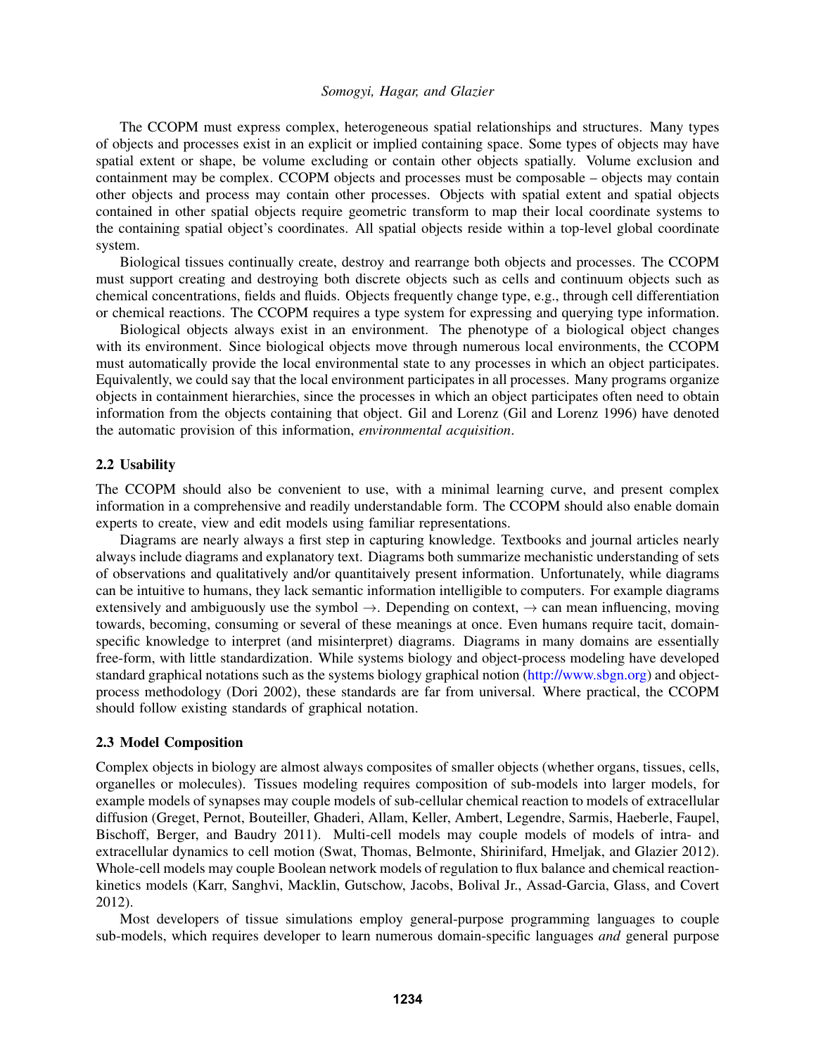The CCOPM must express complex, heterogeneous spatial relationships and structures. Many types of objects and processes exist in an explicit or implied containing space. Some types of objects may have spatial extent or shape, be volume excluding or contain other objects spatially. Volume exclusion and containment may be complex. CCOPM objects and processes must be composable – objects may contain other objects and process may contain other processes. Objects with spatial extent and spatial objects contained in other spatial objects require geometric transform to map their local coordinate systems to the containing spatial object's coordinates. All spatial objects reside within a top-level global coordinate system.

Biological tissues continually create, destroy and rearrange both objects and processes. The CCOPM must support creating and destroying both discrete objects such as cells and continuum objects such as chemical concentrations, fields and fluids. Objects frequently change type, e.g., through cell differentiation or chemical reactions. The CCOPM requires a type system for expressing and querying type information.

Biological objects always exist in an environment. The phenotype of a biological object changes with its environment. Since biological objects move through numerous local environments, the CCOPM must automatically provide the local environmental state to any processes in which an object participates. Equivalently, we could say that the local environment participates in all processes. Many programs organize objects in containment hierarchies, since the processes in which an object participates often need to obtain information from the objects containing that object. Gil and Lorenz (Gil and Lorenz 1996) have denoted the automatic provision of this information, *environmental acquisition*.

### 2.2 Usability

The CCOPM should also be convenient to use, with a minimal learning curve, and present complex information in a comprehensive and readily understandable form. The CCOPM should also enable domain experts to create, view and edit models using familiar representations.

Diagrams are nearly always a first step in capturing knowledge. Textbooks and journal articles nearly always include diagrams and explanatory text. Diagrams both summarize mechanistic understanding of sets of observations and qualitatively and/or quantitaively present information. Unfortunately, while diagrams can be intuitive to humans, they lack semantic information intelligible to computers. For example diagrams extensively and ambiguously use the symbol →. Depending on context, → can mean influencing, moving towards, becoming, consuming or several of these meanings at once. Even humans require tacit, domain-specific knowledge to interpret (and misinterpret) diagrams. Diagrams in many domains are essentially free-form, with little standardization. While systems biology and object-process modeling have developed standard graphical notations such as the systems biology graphical notion (http://www.sbgn.org) and object-process methodology (Dori 2002), these standards are far from universal. Where practical, the CCOPM should follow existing standards of graphical notation.

### 2.3 Model Composition

Complex objects in biology are almost always composites of smaller objects (whether organs, tissues, cells, organelles or molecules). Tissues modeling requires composition of sub-models into larger models, for example models of synapses may couple models of sub-cellular chemical reaction to models of extracellular diffusion (Greget, Pernot, Bouteiller, Ghaderi, Allam, Keller, Ambert, Legendre, Sarmis, Haeberle, Faupel, Bischoff, Berger, and Baudry 2011). Multi-cell models may couple models of models of intra- and extracellular dynamics to cell motion (Swat, Thomas, Belmonte, Shirinifard, Hmeljak, and Glazier 2012). Whole-cell models may couple Boolean network models of regulation to flux balance and chemical reaction-kinetics models (Karr, Sanghvi, Macklin, Gutschow, Jacobs, Bolival Jr., Assad-Garcia, Glass, and Covert 2012).

Most developers of tissue simulations employ general-purpose programming languages to couple sub-models, which requires developer to learn numerous domain-specific languages *and* general purpose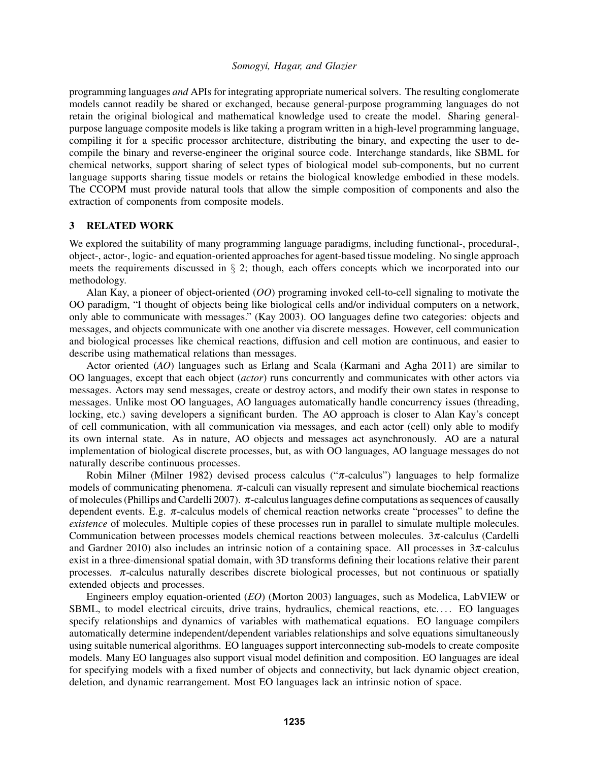programming languages *and* APIs for integrating appropriate numerical solvers. The resulting conglomerate models cannot readily be shared or exchanged, because general-purpose programming languages do not retain the original biological and mathematical knowledge used to create the model. Sharing general-purpose language composite models is like taking a program written in a high-level programming language, compiling it for a specific processor architecture, distributing the binary, and expecting the user to decompile the binary and reverse-engineer the original source code. Interchange standards, like SBML for chemical networks, support sharing of select types of biological model sub-components, but no current language supports sharing tissue models or retains the biological knowledge embodied in these models. The CCOPM must provide natural tools that allow the simple composition of components and also the extraction of components from composite models.

## 3 RELATED WORK

We explored the suitability of many programming language paradigms, including functional-, procedural-, object-, actor-, logic- and equation-oriented approaches for agent-based tissue modeling. No single approach meets the requirements discussed in § 2; though, each offers concepts which we incorporated into our methodology.

Alan Kay, a pioneer of object-oriented (*OO*) programing invoked cell-to-cell signaling to motivate the OO paradigm, "I thought of objects being like biological cells and/or individual computers on a network, only able to communicate with messages." (Kay 2003). OO languages define two categories: objects and messages, and objects communicate with one another via discrete messages. However, cell communication and biological processes like chemical reactions, diffusion and cell motion are continuous, and easier to describe using mathematical relations than messages.

Actor oriented (*AO*) languages such as Erlang and Scala (Karmani and Agha 2011) are similar to OO languages, except that each object (*actor*) runs concurrently and communicates with other actors via messages. Actors may send messages, create or destroy actors, and modify their own states in response to messages. Unlike most OO languages, AO languages automatically handle concurrency issues (threading, locking, etc.) saving developers a significant burden. The AO approach is closer to Alan Kay's concept of cell communication, with all communication via messages, and each actor (cell) only able to modify its own internal state. As in nature, AO objects and messages act asynchronously. AO are a natural implementation of biological discrete processes, but, as with OO languages, AO language messages do not naturally describe continuous processes.

Robin Milner (Milner 1982) devised process calculus ("$\pi$-calculus") languages to help formalize models of communicating phenomena. $\pi$-calculi can visually represent and simulate biochemical reactions of molecules (Phillips and Cardelli 2007). $\pi$-calculus languages define computations as sequences of causally dependent events. E.g. $\pi$-calculus models of chemical reaction networks create "processes" to define the *existence* of molecules. Multiple copies of these processes run in parallel to simulate multiple molecules. Communication between processes models chemical reactions between molecules. $3\pi$-calculus (Cardelli and Gardner 2010) also includes an intrinsic notion of a containing space. All processes in $3\pi$-calculus exist in a three-dimensional spatial domain, with 3D transforms defining their locations relative their parent processes. $\pi$-calculus naturally describes discrete biological processes, but not continuous or spatially extended objects and processes.

Engineers employ equation-oriented (*EO*) (Morton 2003) languages, such as Modelica, LabVIEW or SBML, to model electrical circuits, drive trains, hydraulics, chemical reactions, etc.... EO languages specify relationships and dynamics of variables with mathematical equations. EO language compilers automatically determine independent/dependent variables relationships and solve equations simultaneously using suitable numerical algorithms. EO languages support interconnecting sub-models to create composite models. Many EO languages also support visual model definition and composition. EO languages are ideal for specifying models with a fixed number of objects and connectivity, but lack dynamic object creation, deletion, and dynamic rearrangement. Most EO languages lack an intrinsic notion of space.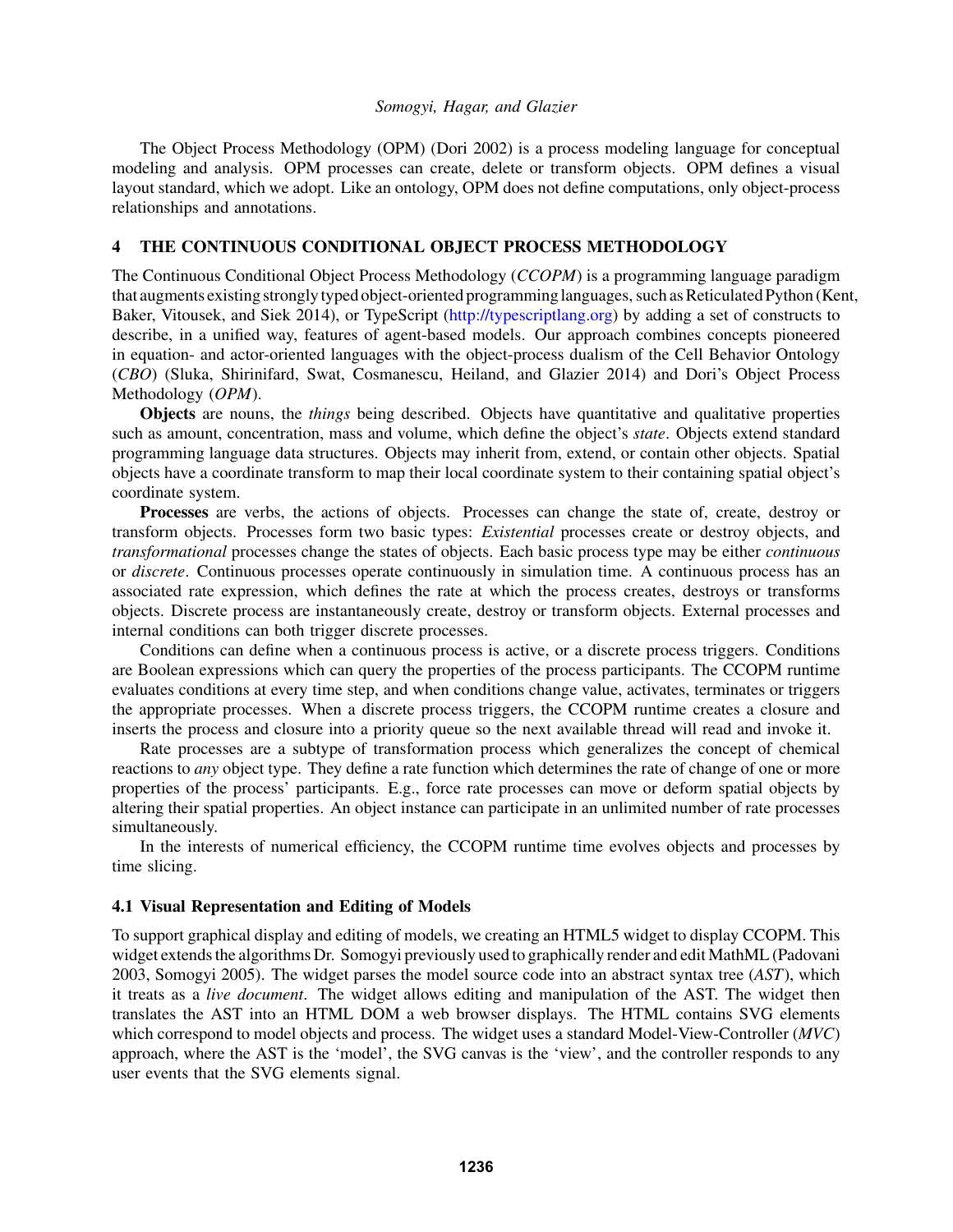The Object Process Methodology (OPM) (Dori 2002) is a process modeling language for conceptual modeling and analysis. OPM processes can create, delete or transform objects. OPM defines a visual layout standard, which we adopt. Like an ontology, OPM does not define computations, only object-process relationships and annotations.

## 4 THE CONTINUOUS CONDITIONAL OBJECT PROCESS METHODOLOGY

The Continuous Conditional Object Process Methodology (*CCOPM*) is a programming language paradigm that augments existing strongly typed object-oriented programming languages, such as Reticulated Python (Kent, Baker, Vitousek, and Siek 2014), or TypeScript (http://typescriptlang.org) by adding a set of constructs to describe, in a unified way, features of agent-based models. Our approach combines concepts pioneered in equation- and actor-oriented languages with the object-process dualism of the Cell Behavior Ontology (*CBO*) (Sluka, Shirinifard, Swat, Cosmanescu, Heiland, and Glazier 2014) and Dori's Object Process Methodology (*OPM*).

**Objects** are nouns, the *things* being described. Objects have quantitative and qualitative properties such as amount, concentration, mass and volume, which define the object's *state*. Objects extend standard programming language data structures. Objects may inherit from, extend, or contain other objects. Spatial objects have a coordinate transform to map their local coordinate system to their containing spatial object's coordinate system.

**Processes** are verbs, the actions of objects. Processes can change the state of, create, destroy or transform objects. Processes form two basic types: *Existential* processes create or destroy objects, and *transformational* processes change the states of objects. Each basic process type may be either *continuous* or *discrete*. Continuous processes operate continuously in simulation time. A continuous process has an associated rate expression, which defines the rate at which the process creates, destroys or transforms objects. Discrete process are instantaneously create, destroy or transform objects. External processes and internal conditions can both trigger discrete processes.

Conditions can define when a continuous process is active, or a discrete process triggers. Conditions are Boolean expressions which can query the properties of the process participants. The CCOPM runtime evaluates conditions at every time step, and when conditions change value, activates, terminates or triggers the appropriate processes. When a discrete process triggers, the CCOPM runtime creates a closure and inserts the process and closure into a priority queue so the next available thread will read and invoke it.

Rate processes are a subtype of transformation process which generalizes the concept of chemical reactions to *any* object type. They define a rate function which determines the rate of change of one or more properties of the process' participants. E.g., force rate processes can move or deform spatial objects by altering their spatial properties. An object instance can participate in an unlimited number of rate processes simultaneously.

In the interests of numerical efficiency, the CCOPM runtime time evolves objects and processes by time slicing.

### 4.1 Visual Representation and Editing of Models

To support graphical display and editing of models, we creating an HTML5 widget to display CCOPM. This widget extends the algorithms Dr. Somogyi previously used to graphically render and edit MathML (Padovani 2003, Somogyi 2005). The widget parses the model source code into an abstract syntax tree (*AST*), which it treats as a *live document*. The widget allows editing and manipulation of the AST. The widget then translates the AST into an HTML DOM a web browser displays. The HTML contains SVG elements which correspond to model objects and process. The widget uses a standard Model-View-Controller (*MVC*) approach, where the AST is the 'model', the SVG canvas is the 'view', and the controller responds to any user events that the SVG elements signal.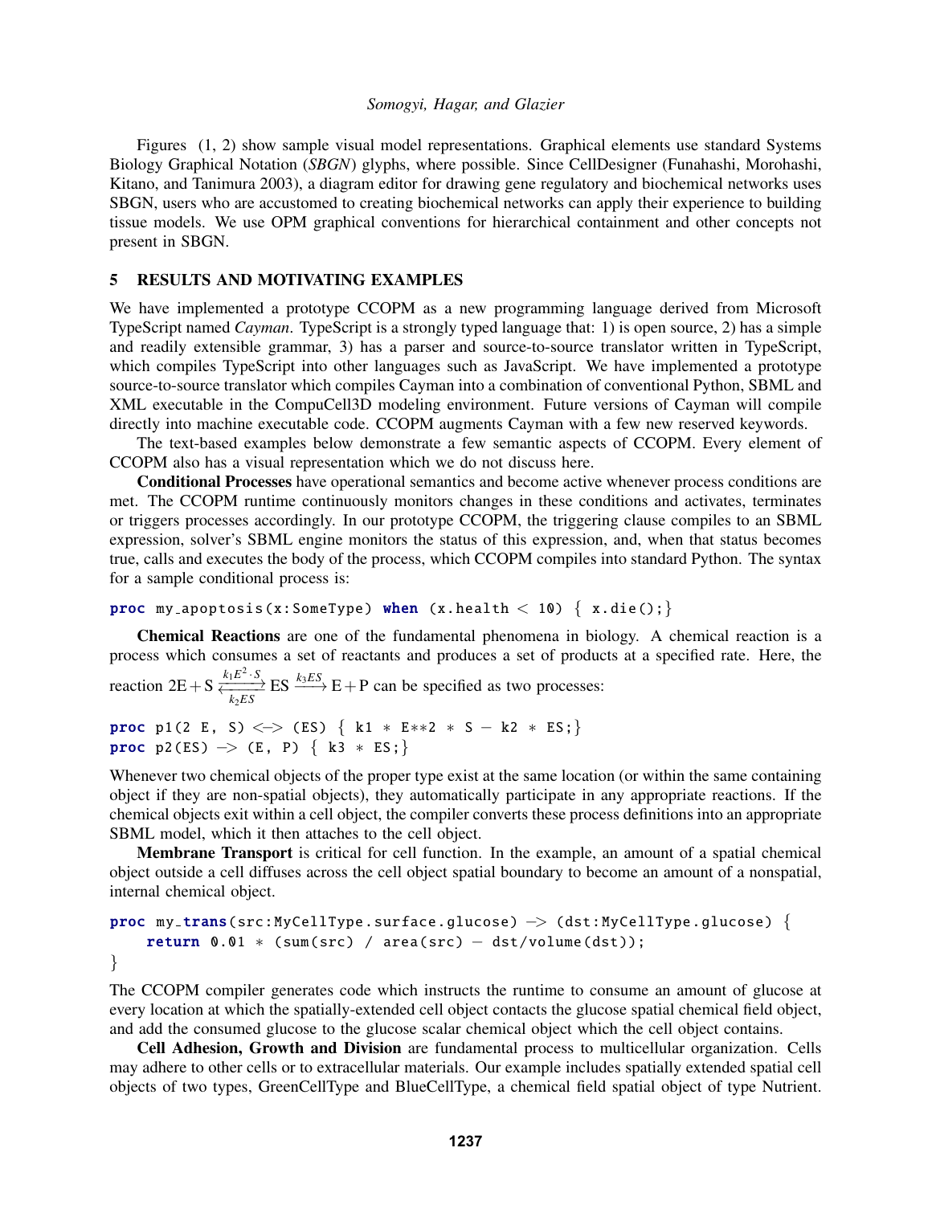Figures (1, 2) show sample visual model representations. Graphical elements use standard Systems Biology Graphical Notation (*SBGN*) glyphs, where possible. Since CellDesigner (Funahashi, Morohashi, Kitano, and Tanimura 2003), a diagram editor for drawing gene regulatory and biochemical networks uses SBGN, users who are accustomed to creating biochemical networks can apply their experience to building tissue models. We use OPM graphical conventions for hierarchical containment and other concepts not present in SBGN.

## 5 RESULTS AND MOTIVATING EXAMPLES

We have implemented a prototype CCOPM as a new programming language derived from Microsoft TypeScript named *Cayman*. TypeScript is a strongly typed language that: 1) is open source, 2) has a simple and readily extensible grammar, 3) has a parser and source-to-source translator written in TypeScript, which compiles TypeScript into other languages such as JavaScript. We have implemented a prototype source-to-source translator which compiles Cayman into a combination of conventional Python, SBML and XML executable in the CompuCell3D modeling environment. Future versions of Cayman will compile directly into machine executable code. CCOPM augments Cayman with a few new reserved keywords.

The text-based examples below demonstrate a few semantic aspects of CCOPM. Every element of CCOPM also has a visual representation which we do not discuss here.

**Conditional Processes** have operational semantics and become active whenever process conditions are met. The CCOPM runtime continuously monitors changes in these conditions and activates, terminates or triggers processes accordingly. In our prototype CCOPM, the triggering clause compiles to an SBML expression, solver's SBML engine monitors the status of this expression, and, when that status becomes true, calls and executes the body of the process, which CCOPM compiles into standard Python. The syntax for a sample conditional process is:

```
proc my_apoptosis(x:SomeType) when (x.health < 10) { x.die();}
```

**Chemical Reactions** are one of the fundamental phenomena in biology. A chemical reaction is a process which consumes a set of reactants and produces a set of products at a specified rate. Here, the reaction $2\mathrm{E}+\mathrm{S} \underset{k_2 ES}{\overset{k_1 E^2 \cdot S}{\rightleftharpoons}} \mathrm{ES} \xrightarrow{k_3 ES} \mathrm{E}+\mathrm{P}$ can be specified as two processes:

```
proc p1(2 E, S) <-> (ES) { k1 * E**2 * S - k2 * ES;}
proc p2(ES) -> (E, P) { k3 * ES;}
```

Whenever two chemical objects of the proper type exist at the same location (or within the same containing object if they are non-spatial objects), they automatically participate in any appropriate reactions. If the chemical objects exit within a cell object, the compiler converts these process definitions into an appropriate SBML model, which it then attaches to the cell object.

**Membrane Transport** is critical for cell function. In the example, an amount of a spatial chemical object outside a cell diffuses across the cell object spatial boundary to become an amount of a nonspatial, internal chemical object.

```
proc my_trans(src:MyCellType.surface.glucose) -> (dst:MyCellType.glucose) {
    return 0.01 * (sum(src) / area(src) - dst/volume(dst));
}
```

The CCOPM compiler generates code which instructs the runtime to consume an amount of glucose at every location at which the spatially-extended cell object contacts the glucose spatial chemical field object, and add the consumed glucose to the glucose scalar chemical object which the cell object contains.

**Cell Adhesion, Growth and Division** are fundamental process to multicellular organization. Cells may adhere to other cells or to extracellular materials. Our example includes spatially extended spatial cell objects of two types, GreenCellType and BlueCellType, a chemical field spatial object of type Nutrient.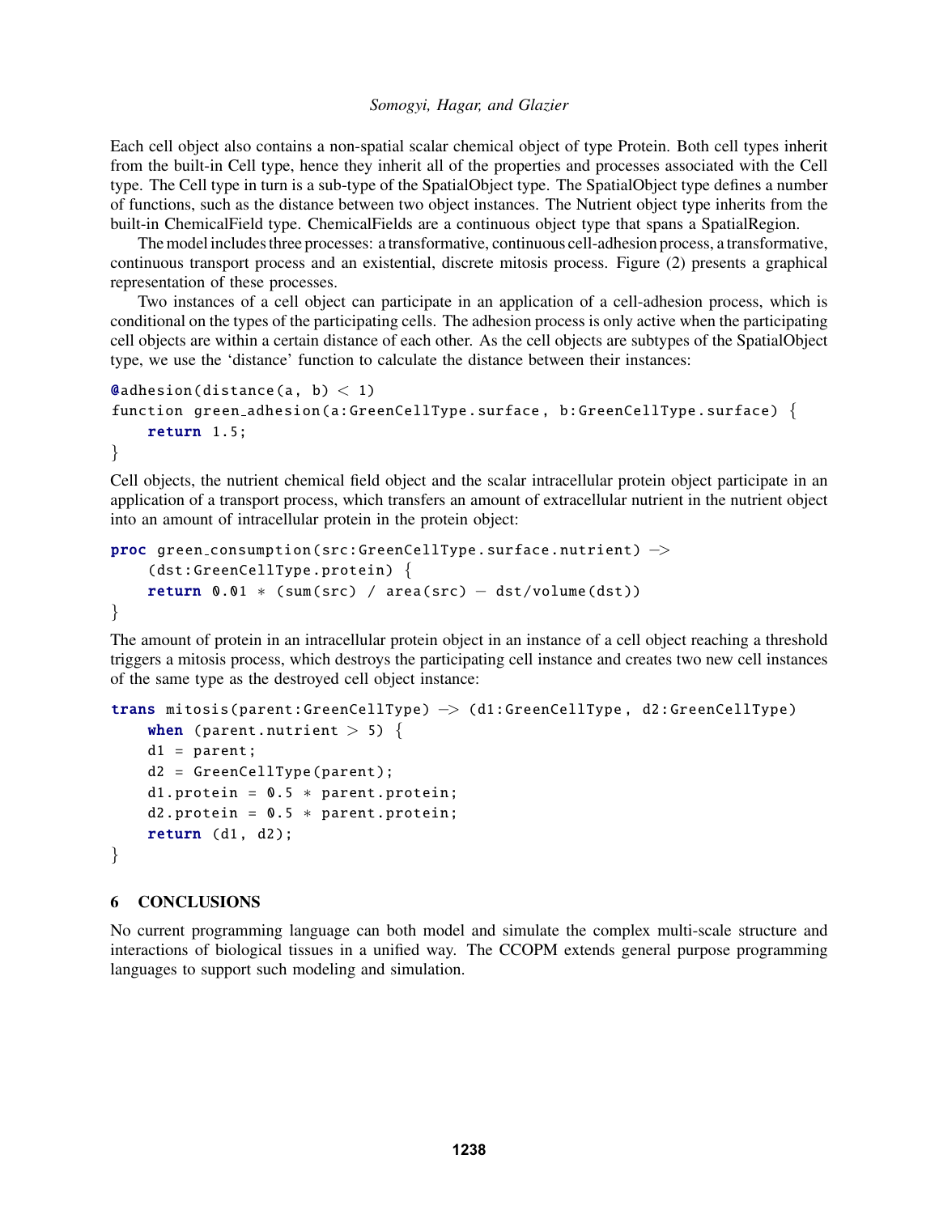Each cell object also contains a non-spatial scalar chemical object of type Protein. Both cell types inherit from the built-in Cell type, hence they inherit all of the properties and processes associated with the Cell type. The Cell type in turn is a sub-type of the SpatialObject type. The SpatialObject type defines a number of functions, such as the distance between two object instances. The Nutrient object type inherits from the built-in ChemicalField type. ChemicalFields are a continuous object type that spans a SpatialRegion.

The model includes three processes: a transformative, continuous cell-adhesion process, a transformative, continuous transport process and an existential, discrete mitosis process. Figure (2) presents a graphical representation of these processes.

Two instances of a cell object can participate in an application of a cell-adhesion process, which is conditional on the types of the participating cells. The adhesion process is only active when the participating cell objects are within a certain distance of each other. As the cell objects are subtypes of the SpatialObject type, we use the 'distance' function to calculate the distance between their instances:

```
@adhesion(distance(a, b) < 1)
function green_adhesion(a:GreenCellType.surface, b:GreenCellType.surface) {
    return 1.5;
}
```

Cell objects, the nutrient chemical field object and the scalar intracellular protein object participate in an application of a transport process, which transfers an amount of extracellular nutrient in the nutrient object into an amount of intracellular protein in the protein object:

```
proc green_consumption(src:GreenCellType.surface.nutrient) ->
    (dst:GreenCellType.protein) {
    return 0.01 * (sum(src) / area(src) - dst/volume(dst))
}
```

The amount of protein in an intracellular protein object in an instance of a cell object reaching a threshold triggers a mitosis process, which destroys the participating cell instance and creates two new cell instances of the same type as the destroyed cell object instance:

```
trans mitosis(parent:GreenCellType) -> (d1:GreenCellType, d2:GreenCellType)
    when (parent.nutrient > 5) {
    d1 = parent;
    d2 = GreenCellType(parent);
    d1.protein = 0.5 * parent.protein;
    d2.protein = 0.5 * parent.protein;
    return (d1, d2);
}
```

## 6 CONCLUSIONS

No current programming language can both model and simulate the complex multi-scale structure and interactions of biological tissues in a unified way. The CCOPM extends general purpose programming languages to support such modeling and simulation.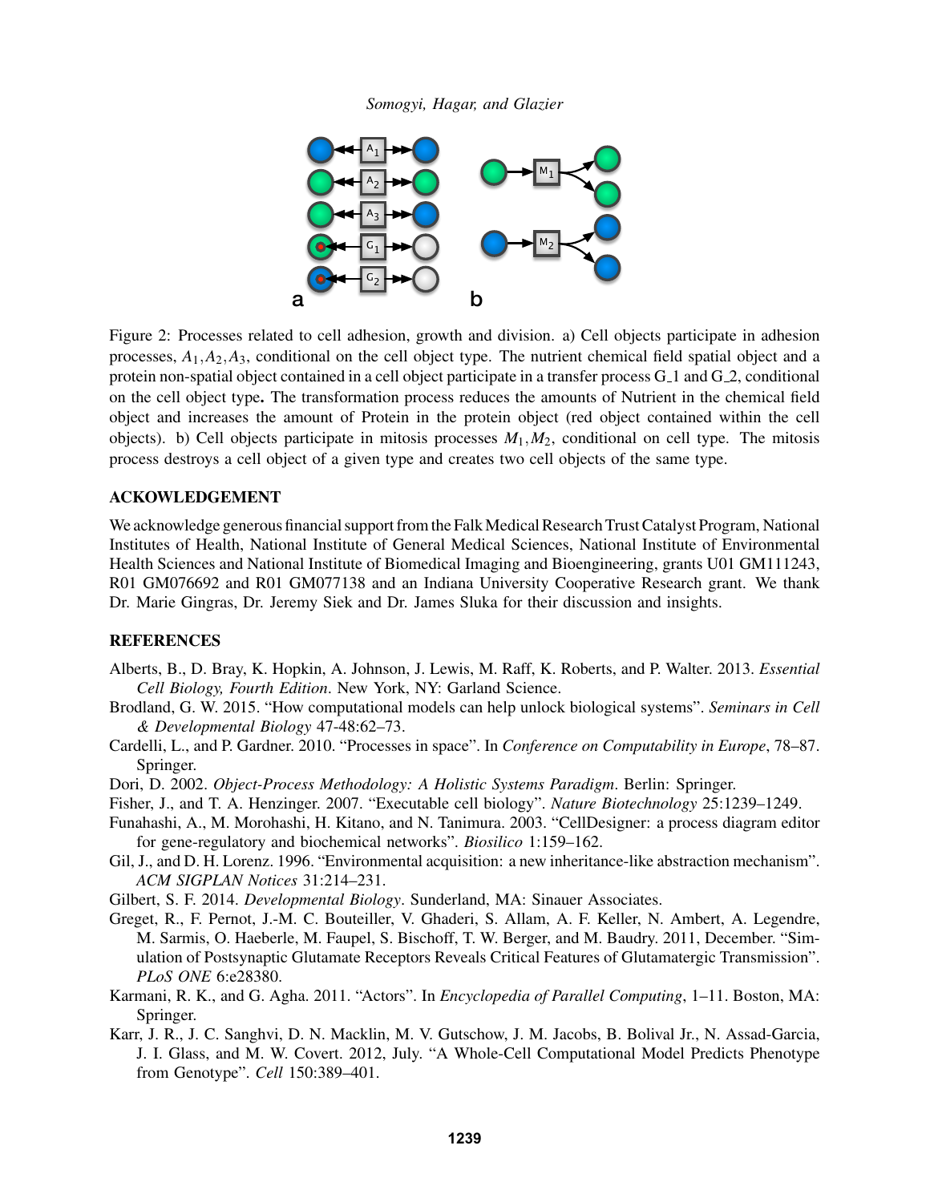Figure 2: Processes related to cell adhesion, growth and division. a) Cell objects participate in adhesion processes, $A_1, A_2, A_3$, conditional on the cell object type. The nutrient chemical field spatial object and a protein non-spatial object contained in a cell object participate in a transfer process G_1 and G_2, conditional on the cell object type**.** The transformation process reduces the amounts of Nutrient in the chemical field object and increases the amount of Protein in the protein object (red object contained within the cell objects). b) Cell objects participate in mitosis processes $M_1, M_2$, conditional on cell type. The mitosis process destroys a cell object of a given type and creates two cell objects of the same type.

## ACKOWLEDGEMENT

We acknowledge generous financial support from the Falk Medical Research Trust Catalyst Program, National Institutes of Health, National Institute of General Medical Sciences, National Institute of Environmental Health Sciences and National Institute of Biomedical Imaging and Bioengineering, grants U01 GM111243, R01 GM076692 and R01 GM077138 and an Indiana University Cooperative Research grant. We thank Dr. Marie Gingras, Dr. Jeremy Siek and Dr. James Sluka for their discussion and insights.

## REFERENCES

Alberts, B., D. Bray, K. Hopkin, A. Johnson, J. Lewis, M. Raff, K. Roberts, and P. Walter. 2013. *Essential Cell Biology, Fourth Edition*. New York, NY: Garland Science.

Brodland, G. W. 2015. "How computational models can help unlock biological systems". *Seminars in Cell & Developmental Biology* 47-48:62–73.

Cardelli, L., and P. Gardner. 2010. "Processes in space". In *Conference on Computability in Europe*, 78–87. Springer.

Dori, D. 2002. *Object-Process Methodology: A Holistic Systems Paradigm*. Berlin: Springer.

Fisher, J., and T. A. Henzinger. 2007. "Executable cell biology". *Nature Biotechnology* 25:1239–1249.

Funahashi, A., M. Morohashi, H. Kitano, and N. Tanimura. 2003. "CellDesigner: a process diagram editor for gene-regulatory and biochemical networks". *Biosilico* 1:159–162.

Gil, J., and D. H. Lorenz. 1996. "Environmental acquisition: a new inheritance-like abstraction mechanism". *ACM SIGPLAN Notices* 31:214–231.

Gilbert, S. F. 2014. *Developmental Biology*. Sunderland, MA: Sinauer Associates.

Greget, R., F. Pernot, J.-M. C. Bouteiller, V. Ghaderi, S. Allam, A. F. Keller, N. Ambert, A. Legendre, M. Sarmis, O. Haeberle, M. Faupel, S. Bischoff, T. W. Berger, and M. Baudry. 2011, December. "Simulation of Postsynaptic Glutamate Receptors Reveals Critical Features of Glutamatergic Transmission". *PLoS ONE* 6:e28380.

Karmani, R. K., and G. Agha. 2011. "Actors". In *Encyclopedia of Parallel Computing*, 1–11. Boston, MA: Springer.

Karr, J. R., J. C. Sanghvi, D. N. Macklin, M. V. Gutschow, J. M. Jacobs, B. Bolival Jr., N. Assad-Garcia, J. I. Glass, and M. W. Covert. 2012, July. "A Whole-Cell Computational Model Predicts Phenotype from Genotype". *Cell* 150:389–401.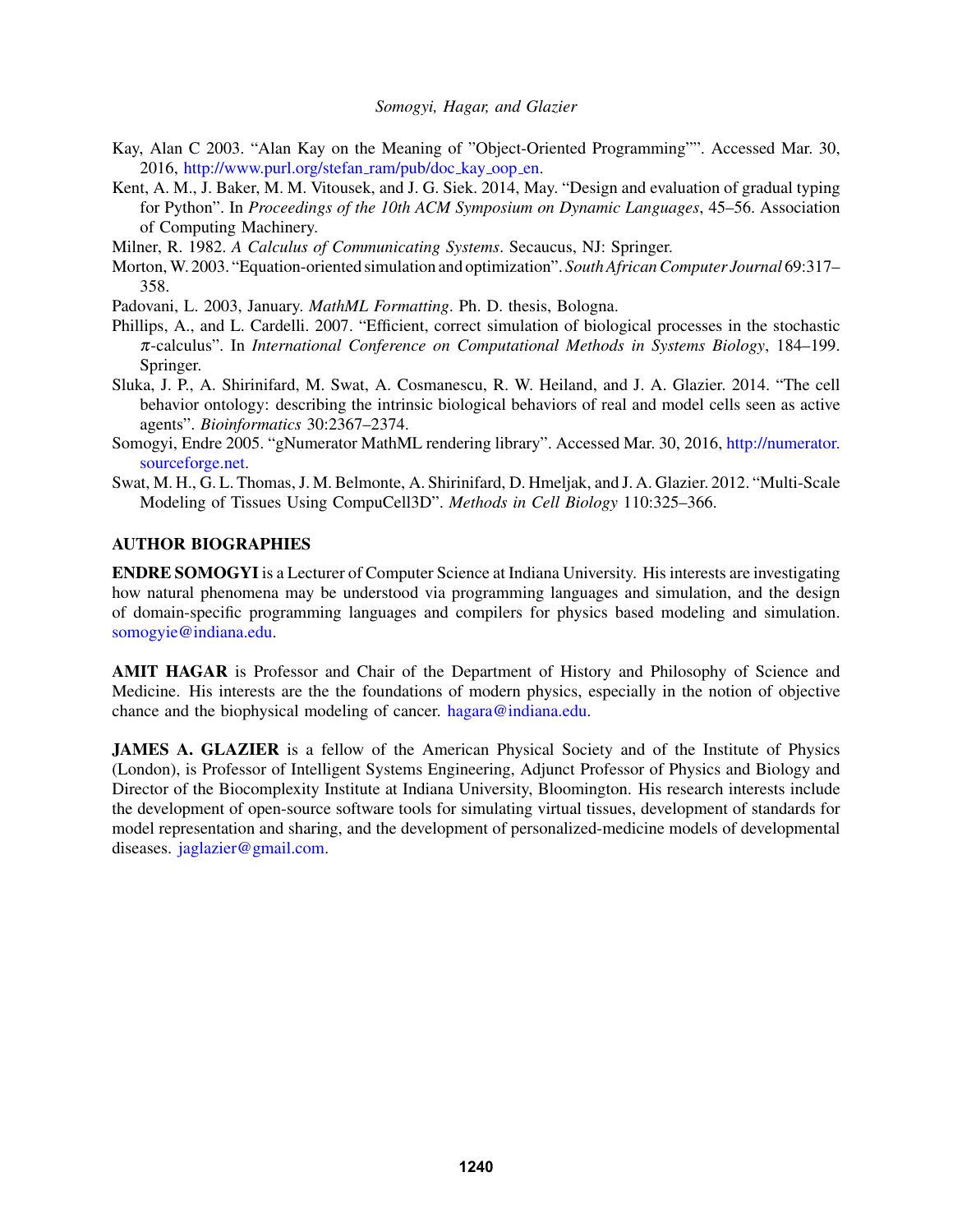Kay, Alan C 2003. “Alan Kay on the Meaning of ”Object-Oriented Programming””. Accessed Mar. 30, 2016, http://www.purl.org/stefan_ram/pub/doc_kay_oop_en.

Kent, A. M., J. Baker, M. M. Vitousek, and J. G. Siek. 2014, May. “Design and evaluation of gradual typing for Python”. In *Proceedings of the 10th ACM Symposium on Dynamic Languages*, 45–56. Association of Computing Machinery.

Milner, R. 1982. *A Calculus of Communicating Systems*. Secaucus, NJ: Springer.

Morton, W. 2003. “Equation-oriented simulation and optimization”. *South African Computer Journal* 69:317–358.

Padovani, L. 2003, January. *MathML Formatting*. Ph. D. thesis, Bologna.

Phillips, A., and L. Cardelli. 2007. “Efficient, correct simulation of biological processes in the stochastic $\pi$-calculus”. In *International Conference on Computational Methods in Systems Biology*, 184–199. Springer.

Sluka, J. P., A. Shirinifard, M. Swat, A. Cosmanescu, R. W. Heiland, and J. A. Glazier. 2014. “The cell behavior ontology: describing the intrinsic biological behaviors of real and model cells seen as active agents”. *Bioinformatics* 30:2367–2374.

Somogyi, Endre 2005. “gNumerator MathML rendering library”. Accessed Mar. 30, 2016, http://numerator.sourceforge.net.

Swat, M. H., G. L. Thomas, J. M. Belmonte, A. Shirinifard, D. Hmeljak, and J. A. Glazier. 2012. “Multi-Scale Modeling of Tissues Using CompuCell3D”. *Methods in Cell Biology* 110:325–366.

## AUTHOR BIOGRAPHIES

**ENDRE SOMOGYI** is a Lecturer of Computer Science at Indiana University. His interests are investigating how natural phenomena may be understood via programming languages and simulation, and the design of domain-specific programming languages and compilers for physics based modeling and simulation. somogyie@indiana.edu.

**AMIT HAGAR** is Professor and Chair of the Department of History and Philosophy of Science and Medicine. His interests are the the foundations of modern physics, especially in the notion of objective chance and the biophysical modeling of cancer. hagara@indiana.edu.

**JAMES A. GLAZIER** is a fellow of the American Physical Society and of the Institute of Physics (London), is Professor of Intelligent Systems Engineering, Adjunct Professor of Physics and Biology and Director of the Biocomplexity Institute at Indiana University, Bloomington. His research interests include the development of open-source software tools for simulating virtual tissues, development of standards for model representation and sharing, and the development of personalized-medicine models of developmental diseases. jaglazier@gmail.com.